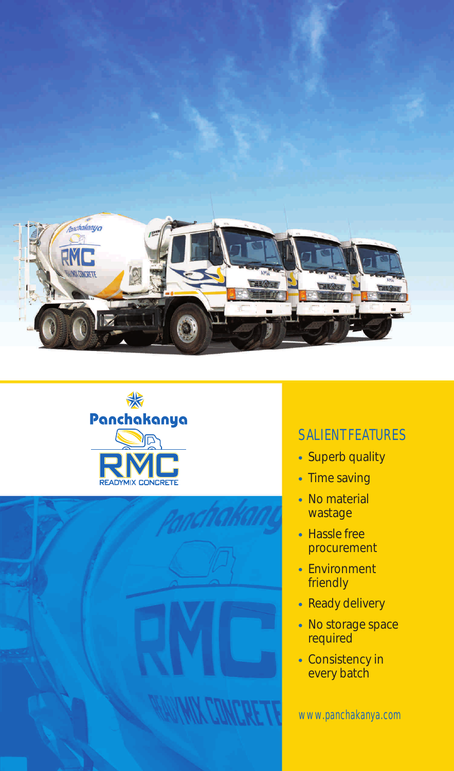Panchakanya

RMC

READYMIX CONCRETE

## SALIENT FEATURES

- Superb quality
- Time saving
- No material wastage
- Hassle free procurement
- Environment friendly
- Ready delivery
- No storage space required
- Consistency in every batch

www.panchakanya.com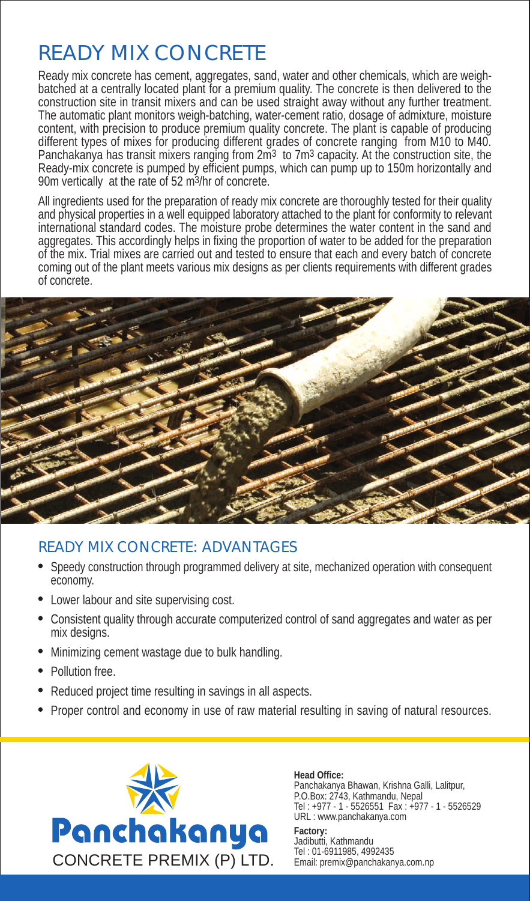# READY MIX CONCRETE

Ready mix concrete has cement, aggregates, sand, water and other chemicals, which are weigh-batched at a centrally located plant for a premium quality. The concrete is then delivered to the construction site in transit mixers and can be used straight away without any further treatment. The automatic plant monitors weigh-batching, water-cement ratio, dosage of admixture, moisture content, with precision to produce premium quality concrete. The plant is capable of producing different types of mixes for producing different grades of concrete ranging from M10 to M40. Panchakanya has transit mixers ranging from $2m^3$ to $7m^3$ capacity. At the construction site, the Ready-mix concrete is pumped by efficient pumps, which can pump up to 150m horizontally and 90m vertically at the rate of 52 $m^3$/hr of concrete.

All ingredients used for the preparation of ready mix concrete are thoroughly tested for their quality and physical properties in a well equipped laboratory attached to the plant for conformity to relevant international standard codes. The moisture probe determines the water content in the sand and aggregates. This accordingly helps in fixing the proportion of water to be added for the preparation of the mix. Trial mixes are carried out and tested to ensure that each and every batch of concrete coming out of the plant meets various mix designs as per clients requirements with different grades of concrete.

## READY MIX CONCRETE: ADVANTAGES

- Speedy construction through programmed delivery at site, mechanized operation with consequent economy.
- Lower labour and site supervising cost.
- Consistent quality through accurate computerized control of sand aggregates and water as per mix designs.
- Minimizing cement wastage due to bulk handling.
- Pollution free.
- Reduced project time resulting in savings in all aspects.
- Proper control and economy in use of raw material resulting in saving of natural resources.

**Panchakanya**
CONCRETE PREMIX (P) LTD.

**Head Office:**
Panchakanya Bhawan, Krishna Galli, Lalitpur,
P.O.Box: 2743, Kathmandu, Nepal
Tel : +977 - 1 - 5526551 Fax : +977 - 1 - 5526529
URL : www.panchakanya.com

**Factory:**
Jadibutti, Kathmandu
Tel : 01-6911985, 4992435
Email: premix@panchakanya.com.np